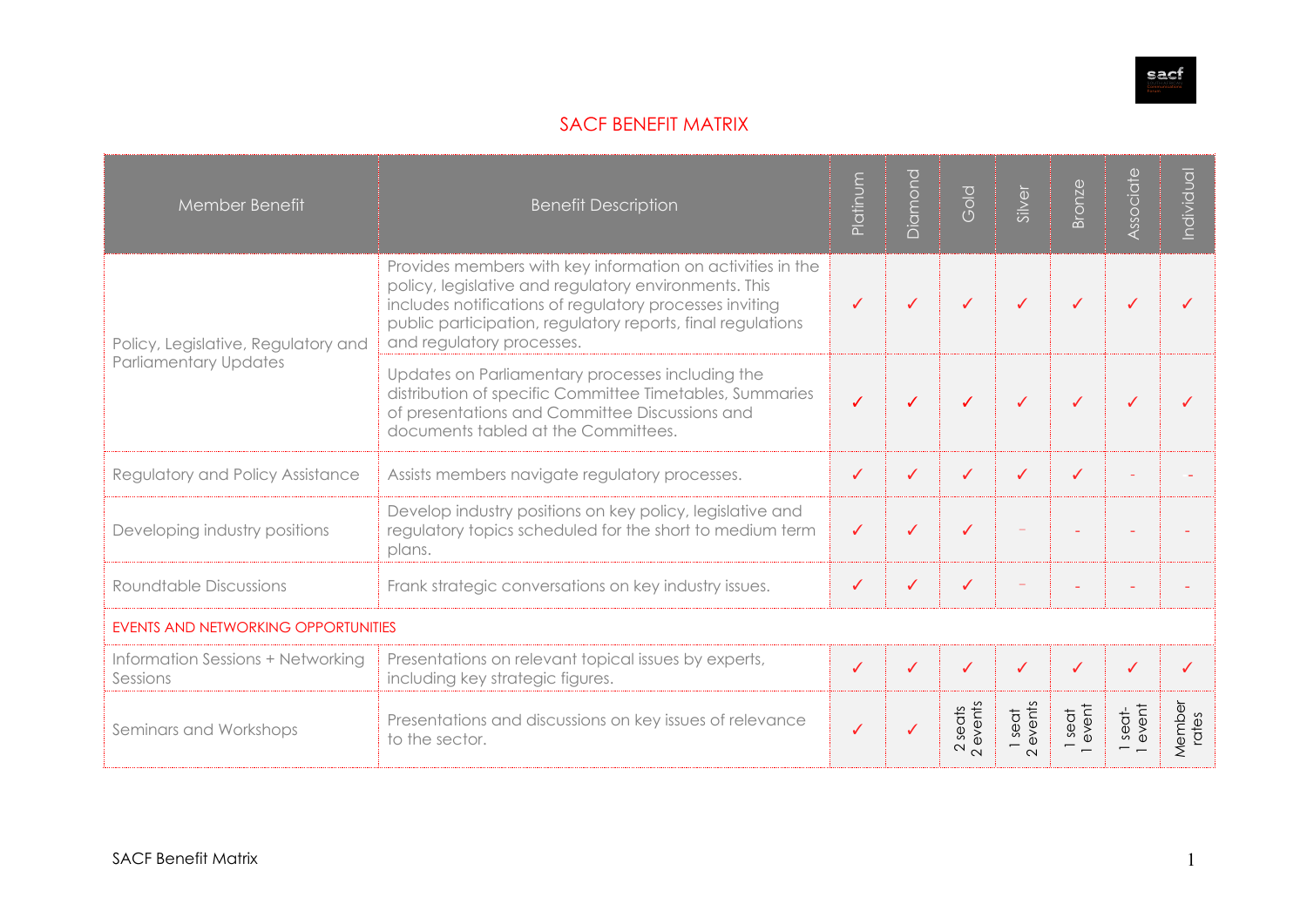# SACF BENEFIT MATRIX

| Member Benefit | Benefit Description | Platinum | Diamond | Gold | Silver | Bronze | Associate | Individual |
|---|---|---|---|---|---|---|---|---|
| Policy, Legislative, Regulatory and Parliamentary Updates | Provides members with key information on activities in the policy, legislative and regulatory environments. This includes notifications of regulatory processes inviting public participation, regulatory reports, final regulations and regulatory processes. | ✓ | ✓ | ✓ | ✓ | ✓ | ✓ | ✓ |
| | Updates on Parliamentary processes including the distribution of specific Committee Timetables, Summaries of presentations and Committee Discussions and documents tabled at the Committees. | ✓ | ✓ | ✓ | ✓ | ✓ | ✓ | ✓ |
| Regulatory and Policy Assistance | Assists members navigate regulatory processes. | ✓ | ✓ | ✓ | ✓ | ✓ | - | - |
| Developing industry positions | Develop industry positions on key policy, legislative and regulatory topics scheduled for the short to medium term plans. | ✓ | ✓ | ✓ | - | - | - | - |
| Roundtable Discussions | Frank strategic conversations on key industry issues. | ✓ | ✓ | ✓ | - | - | - | - |
| EVENTS AND NETWORKING OPPORTUNITIES | | | | | | | | |
| Information Sessions + Networking Sessions | Presentations on relevant topical issues by experts, including key strategic figures. | ✓ | ✓ | ✓ | ✓ | ✓ | ✓ | ✓ |
| Seminars and Workshops | Presentations and discussions on key issues of relevance to the sector. | ✓ | ✓ | 2 seats 2 events | 1 seat 2 events | 1 seat 1 event | 1 seat- 1 event | Member rates |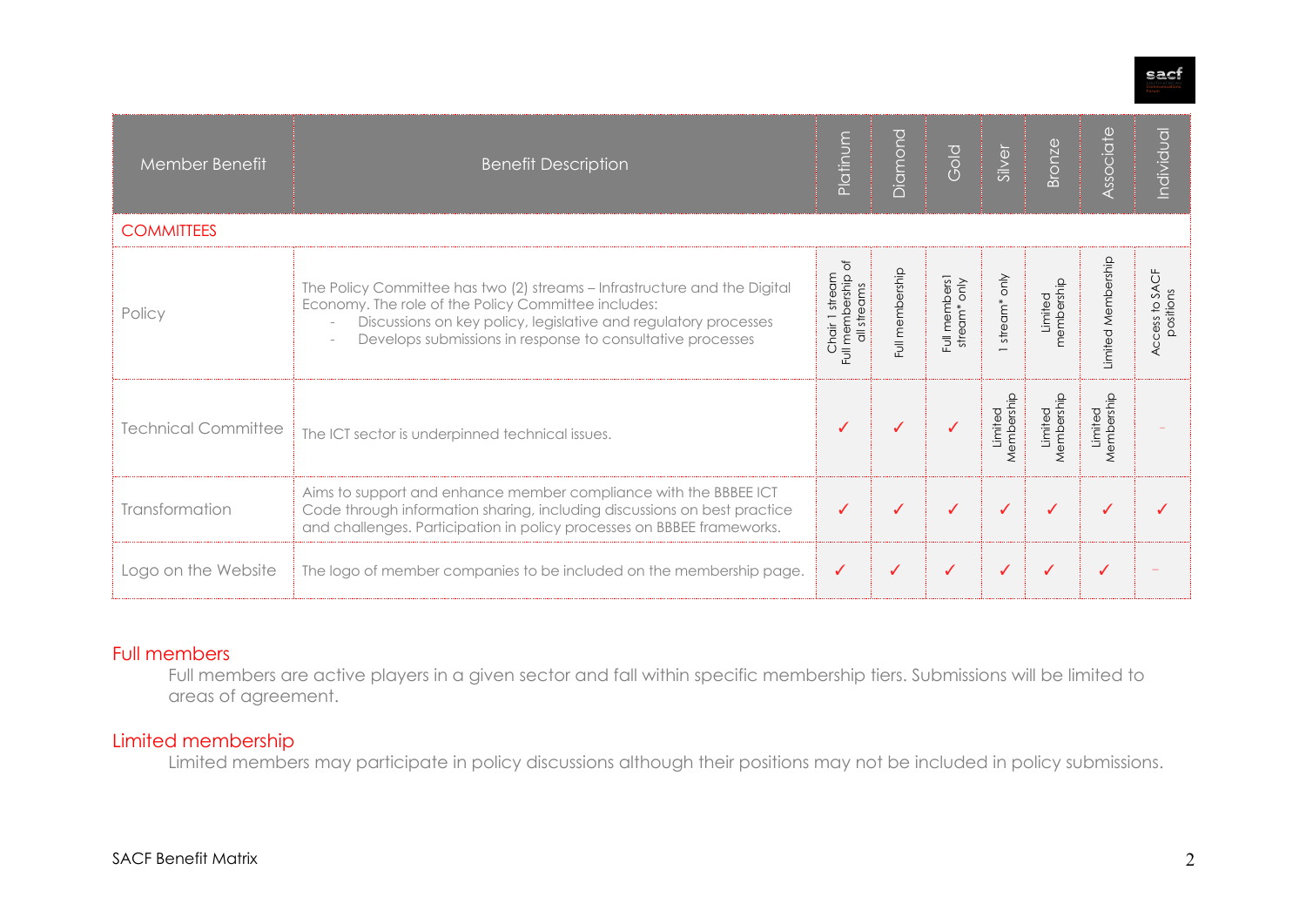| Member Benefit | Benefit Description | Platinum | Diamond | Gold | Silver | Bronze | Associate | Individual |
|---|---|---|---|---|---|---|---|---|
| COMMITTEES | | | | | | | | |
| Policy | The Policy Committee has two (2) streams – Infrastructure and the Digital Economy. The role of the Policy Committee includes:<br>- Discussions on key policy, legislative and regulatory processes<br>- Develops submissions in response to consultative processes | Chair 1 stream Full membership of all streams | Full membership | Full members 1 stream* only | 1 stream* only | Limited membership | Limited Membership | Access to SACF positions |
| Technical Committee | The ICT sector is underpinned technical issues. | ✓ | ✓ | ✓ | Limited Membership | Limited Membership | Limited Membership | - |
| Transformation | Aims to support and enhance member compliance with the BBBEE ICT Code through information sharing, including discussions on best practice and challenges. Participation in policy processes on BBBEE frameworks. | ✓ | ✓ | ✓ | ✓ | ✓ | ✓ | ✓ |
| Logo on the Website | The logo of member companies to be included on the membership page. | ✓ | ✓ | ✓ | ✓ | ✓ | ✓ | - |

## Full members

Full members are active players in a given sector and fall within specific membership tiers. Submissions will be limited to areas of agreement.

## Limited membership

Limited members may participate in policy discussions although their positions may not be included in policy submissions.